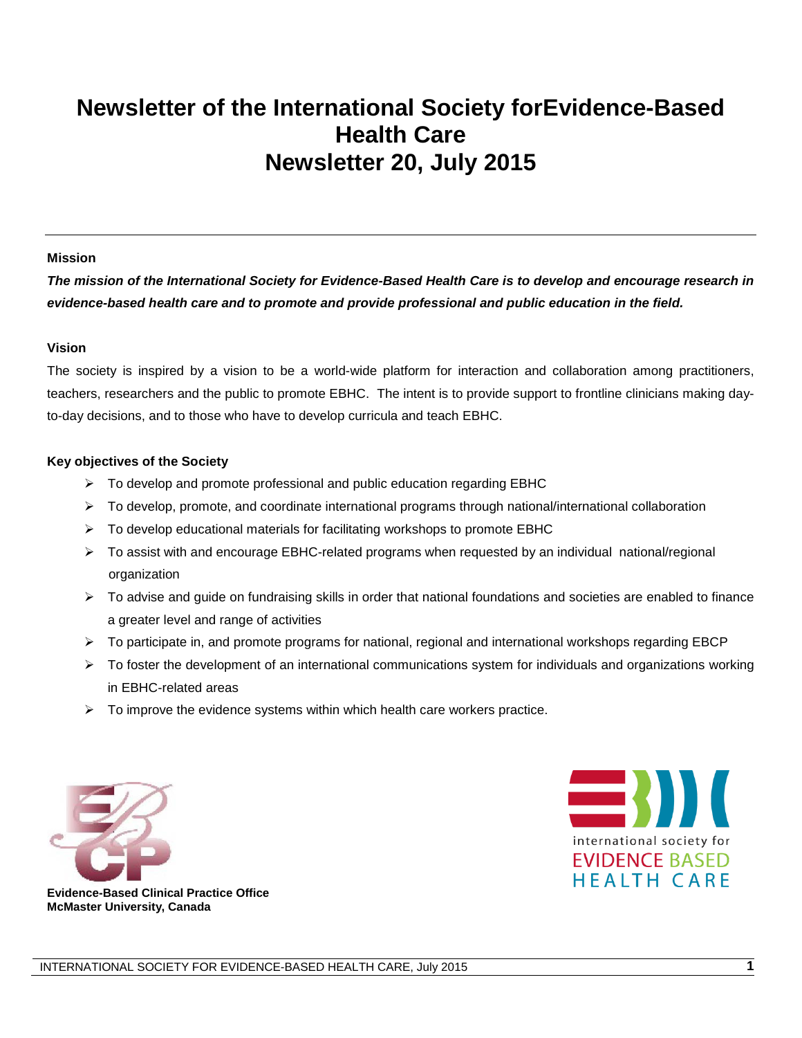# Newsletter of the International Society forEvidence-Based Health Care
# Newsletter 20, July 2015

---

**Mission**

***The mission of the International Society for Evidence-Based Health Care is to develop and encourage research in evidence-based health care and to promote and provide professional and public education in the field.***

**Vision**

The society is inspired by a vision to be a world-wide platform for interaction and collaboration among practitioners, teachers, researchers and the public to promote EBHC. The intent is to provide support to frontline clinicians making day-to-day decisions, and to those who have to develop curricula and teach EBHC.

**Key objectives of the Society**

- To develop and promote professional and public education regarding EBHC
- To develop, promote, and coordinate international programs through national/international collaboration
- To develop educational materials for facilitating workshops to promote EBHC
- To assist with and encourage EBHC-related programs when requested by an individual national/regional organization
- To advise and guide on fundraising skills in order that national foundations and societies are enabled to finance a greater level and range of activities
- To participate in, and promote programs for national, regional and international workshops regarding EBCP
- To foster the development of an international communications system for individuals and organizations working in EBHC-related areas
- To improve the evidence systems within which health care workers practice.

**Evidence-Based Clinical Practice Office**
**McMaster University, Canada**

international society for
EVIDENCE BASED
HEALTH CARE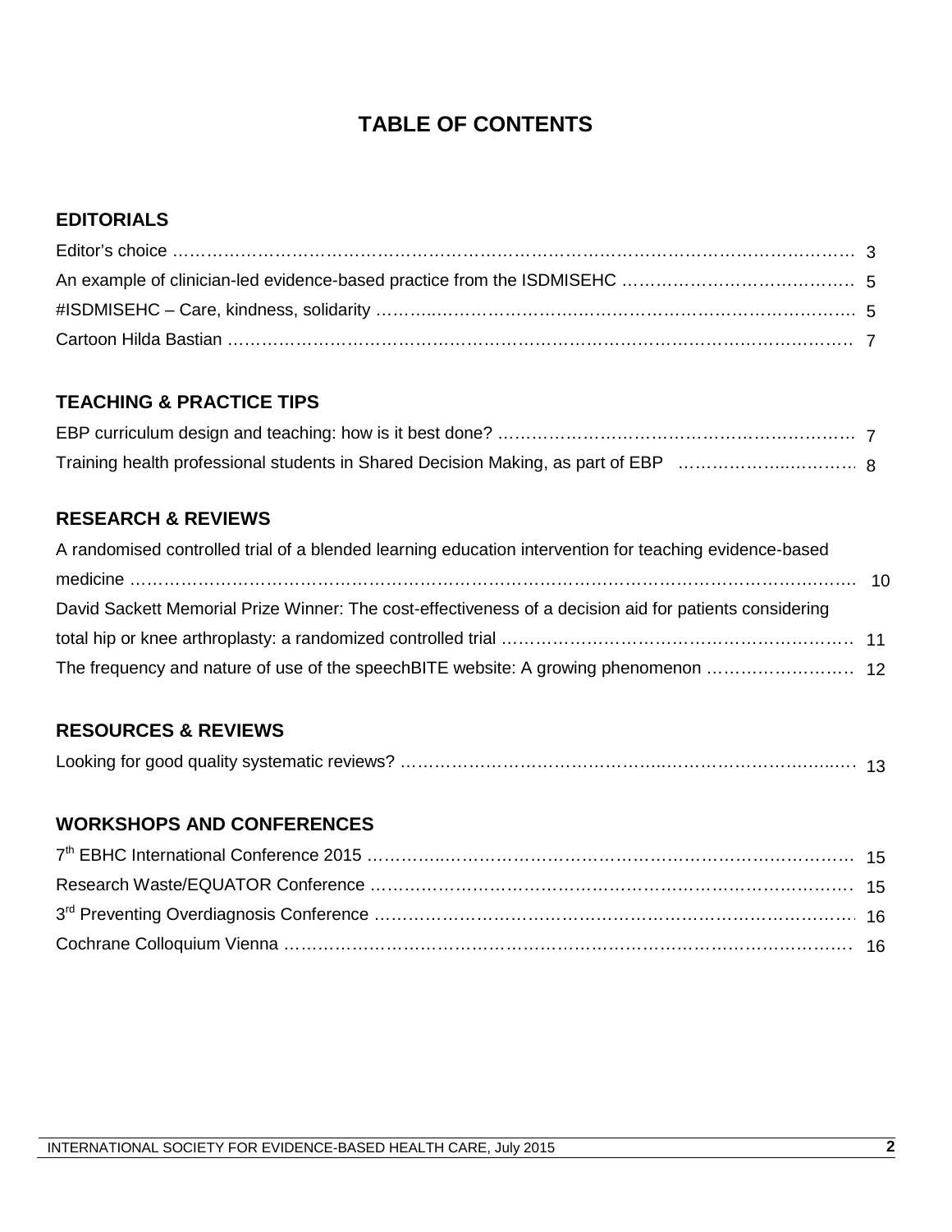# TABLE OF CONTENTS

## EDITORIALS

Editor's choice …………………………………………………………………………………………………… 3

An example of clinician-led evidence-based practice from the ISDMISEHC …………………………………… 5

#ISDMISEHC – Care, kindness, solidarity ……………………………………………………………………… 5

Cartoon Hilda Bastian ………………………………………………………………………………………… 7

## TEACHING & PRACTICE TIPS

EBP curriculum design and teaching: how is it best done? ……………………………………………………… 7

Training health professional students in Shared Decision Making, as part of EBP ………………………… 8

## RESEARCH & REVIEWS

A randomised controlled trial of a blended learning education intervention for teaching evidence-based medicine ……………………………………………………………………………………………………… 10

David Sackett Memorial Prize Winner: The cost-effectiveness of a decision aid for patients considering total hip or knee arthroplasty: a randomized controlled trial ………………………………………………… 11

The frequency and nature of use of the speechBITE website: A growing phenomenon ……………………… 12

## RESOURCES & REVIEWS

Looking for good quality systematic reviews? ………………………………………………………………… 13

## WORKSHOPS AND CONFERENCES

7th EBHC International Conference 2015 ……………………………………………………………………… 15

Research Waste/EQUATOR Conference ……………………………………………………………………… 15

3rd Preventing Overdiagnosis Conference ……………………………………………………………………… 16

Cochrane Colloquium Vienna ………………………………………………………………………………… 16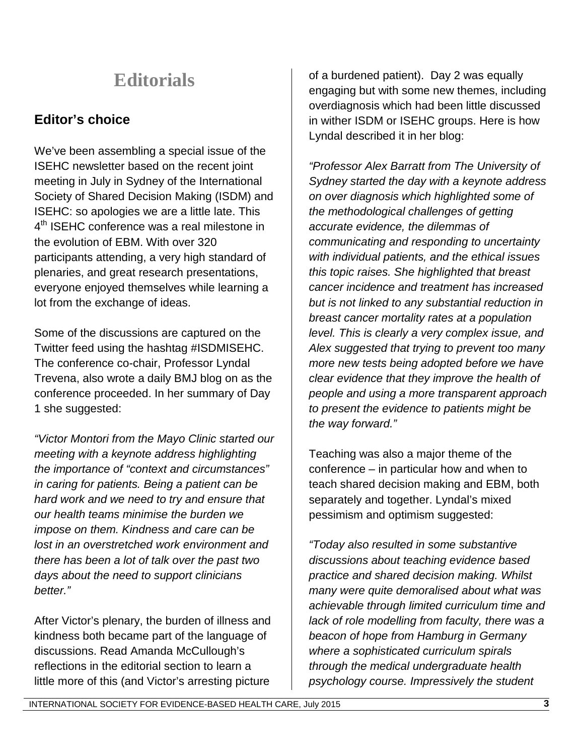# Editorials

## Editor's choice

We've been assembling a special issue of the ISEHC newsletter based on the recent joint meeting in July in Sydney of the International Society of Shared Decision Making (ISDM) and ISEHC: so apologies we are a little late. This 4th ISEHC conference was a real milestone in the evolution of EBM. With over 320 participants attending, a very high standard of plenaries, and great research presentations, everyone enjoyed themselves while learning a lot from the exchange of ideas.

Some of the discussions are captured on the Twitter feed using the hashtag #ISDMISEHC. The conference co-chair, Professor Lyndal Trevena, also wrote a daily BMJ blog on as the conference proceeded. In her summary of Day 1 she suggested:

*"Victor Montori from the Mayo Clinic started our meeting with a keynote address highlighting the importance of "context and circumstances" in caring for patients. Being a patient can be hard work and we need to try and ensure that our health teams minimise the burden we impose on them. Kindness and care can be lost in an overstretched work environment and there has been a lot of talk over the past two days about the need to support clinicians better."*

After Victor's plenary, the burden of illness and kindness both became part of the language of discussions. Read Amanda McCullough's reflections in the editorial section to learn a little more of this (and Victor's arresting picture of a burdened patient). Day 2 was equally engaging but with some new themes, including overdiagnosis which had been little discussed in wither ISDM or ISEHC groups. Here is how Lyndal described it in her blog:

*"Professor Alex Barratt from The University of Sydney started the day with a keynote address on over diagnosis which highlighted some of the methodological challenges of getting accurate evidence, the dilemmas of communicating and responding to uncertainty with individual patients, and the ethical issues this topic raises. She highlighted that breast cancer incidence and treatment has increased but is not linked to any substantial reduction in breast cancer mortality rates at a population level. This is clearly a very complex issue, and Alex suggested that trying to prevent too many more new tests being adopted before we have clear evidence that they improve the health of people and using a more transparent approach to present the evidence to patients might be the way forward."*

Teaching was also a major theme of the conference – in particular how and when to teach shared decision making and EBM, both separately and together. Lyndal's mixed pessimism and optimism suggested:

*"Today also resulted in some substantive discussions about teaching evidence based practice and shared decision making. Whilst many were quite demoralised about what was achievable through limited curriculum time and lack of role modelling from faculty, there was a beacon of hope from Hamburg in Germany where a sophisticated curriculum spirals through the medical undergraduate health psychology course. Impressively the student*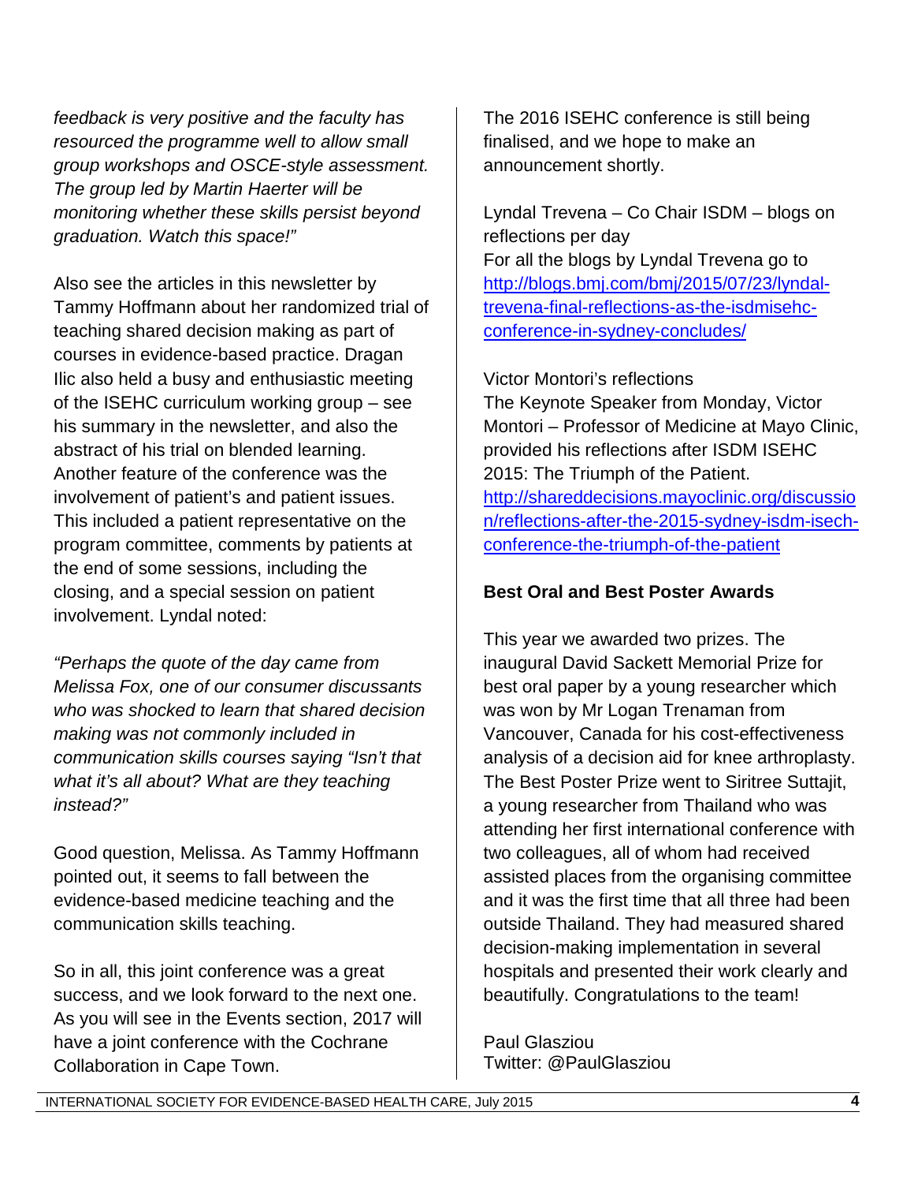*feedback is very positive and the faculty has resourced the programme well to allow small group workshops and OSCE-style assessment. The group led by Martin Haerter will be monitoring whether these skills persist beyond graduation. Watch this space!"*

Also see the articles in this newsletter by Tammy Hoffmann about her randomized trial of teaching shared decision making as part of courses in evidence-based practice. Dragan Ilic also held a busy and enthusiastic meeting of the ISEHC curriculum working group – see his summary in the newsletter, and also the abstract of his trial on blended learning. Another feature of the conference was the involvement of patient's and patient issues. This included a patient representative on the program committee, comments by patients at the end of some sessions, including the closing, and a special session on patient involvement. Lyndal noted:

*"Perhaps the quote of the day came from Melissa Fox, one of our consumer discussants who was shocked to learn that shared decision making was not commonly included in communication skills courses saying "Isn't that what it's all about? What are they teaching instead?"*

Good question, Melissa. As Tammy Hoffmann pointed out, it seems to fall between the evidence-based medicine teaching and the communication skills teaching.

So in all, this joint conference was a great success, and we look forward to the next one. As you will see in the Events section, 2017 will have a joint conference with the Cochrane Collaboration in Cape Town.

The 2016 ISEHC conference is still being finalised, and we hope to make an announcement shortly.

Lyndal Trevena – Co Chair ISDM – blogs on reflections per day
For all the blogs by Lyndal Trevena go to [http://blogs.bmj.com/bmj/2015/07/23/lyndal-trevena-final-reflections-as-the-isdmisehc-conference-in-sydney-concludes/](http://blogs.bmj.com/bmj/2015/07/23/lyndal-trevena-final-reflections-as-the-isdmisehc-conference-in-sydney-concludes/)

Victor Montori's reflections
The Keynote Speaker from Monday, Victor Montori – Professor of Medicine at Mayo Clinic, provided his reflections after ISDM ISEHC 2015: The Triumph of the Patient.
[http://shareddecisions.mayoclinic.org/discussion/reflections-after-the-2015-sydney-isdm-isech-conference-the-triumph-of-the-patient](http://shareddecisions.mayoclinic.org/discussion/reflections-after-the-2015-sydney-isdm-isech-conference-the-triumph-of-the-patient)

**Best Oral and Best Poster Awards**

This year we awarded two prizes. The inaugural David Sackett Memorial Prize for best oral paper by a young researcher which was won by Mr Logan Trenaman from Vancouver, Canada for his cost-effectiveness analysis of a decision aid for knee arthroplasty. The Best Poster Prize went to Siritree Suttajit, a young researcher from Thailand who was attending her first international conference with two colleagues, all of whom had received assisted places from the organising committee and it was the first time that all three had been outside Thailand. They had measured shared decision-making implementation in several hospitals and presented their work clearly and beautifully. Congratulations to the team!

Paul Glasziou
Twitter: @PaulGlasziou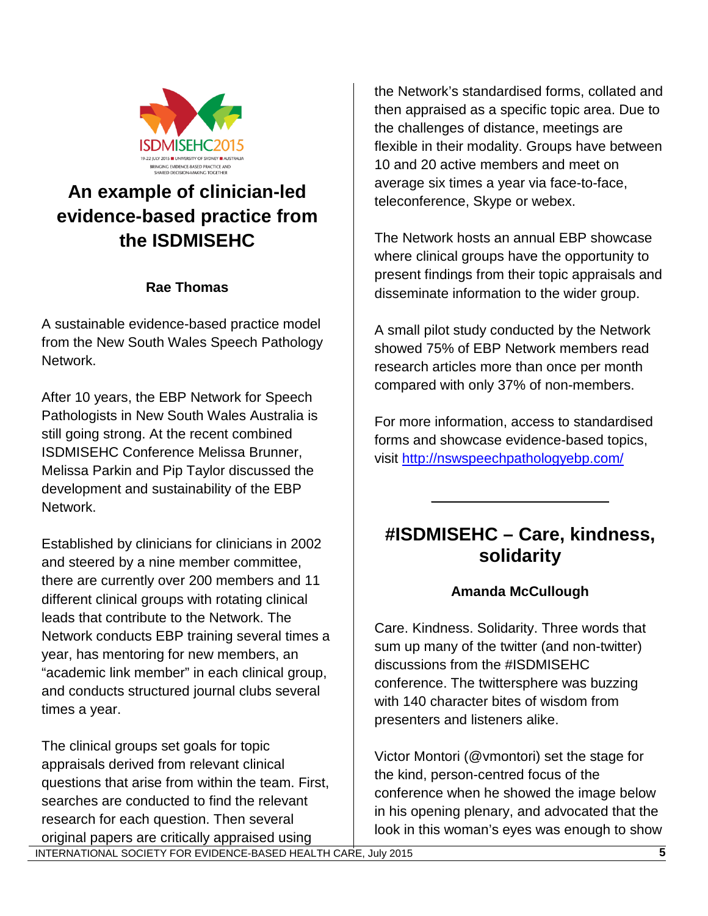## An example of clinician-led evidence-based practice from the ISDMISEHC

**Rae Thomas**

A sustainable evidence-based practice model from the New South Wales Speech Pathology Network.

After 10 years, the EBP Network for Speech Pathologists in New South Wales Australia is still going strong. At the recent combined ISDMISEHC Conference Melissa Brunner, Melissa Parkin and Pip Taylor discussed the development and sustainability of the EBP Network.

Established by clinicians for clinicians in 2002 and steered by a nine member committee, there are currently over 200 members and 11 different clinical groups with rotating clinical leads that contribute to the Network. The Network conducts EBP training several times a year, has mentoring for new members, an "academic link member" in each clinical group, and conducts structured journal clubs several times a year.

The clinical groups set goals for topic appraisals derived from relevant clinical questions that arise from within the team. First, searches are conducted to find the relevant research for each question. Then several original papers are critically appraised using the Network's standardised forms, collated and then appraised as a specific topic area. Due to the challenges of distance, meetings are flexible in their modality. Groups have between 10 and 20 active members and meet on average six times a year via face-to-face, teleconference, Skype or webex.

The Network hosts an annual EBP showcase where clinical groups have the opportunity to present findings from their topic appraisals and disseminate information to the wider group.

A small pilot study conducted by the Network showed 75% of EBP Network members read research articles more than once per month compared with only 37% of non-members.

For more information, access to standardised forms and showcase evidence-based topics, visit http://nswspeechpathologyebp.com/

---

## #ISDMISEHC – Care, kindness, solidarity

**Amanda McCullough**

Care. Kindness. Solidarity. Three words that sum up many of the twitter (and non-twitter) discussions from the #ISDMISEHC conference. The twittersphere was buzzing with 140 character bites of wisdom from presenters and listeners alike.

Victor Montori (@vmontori) set the stage for the kind, person-centred focus of the conference when he showed the image below in his opening plenary, and advocated that the look in this woman's eyes was enough to show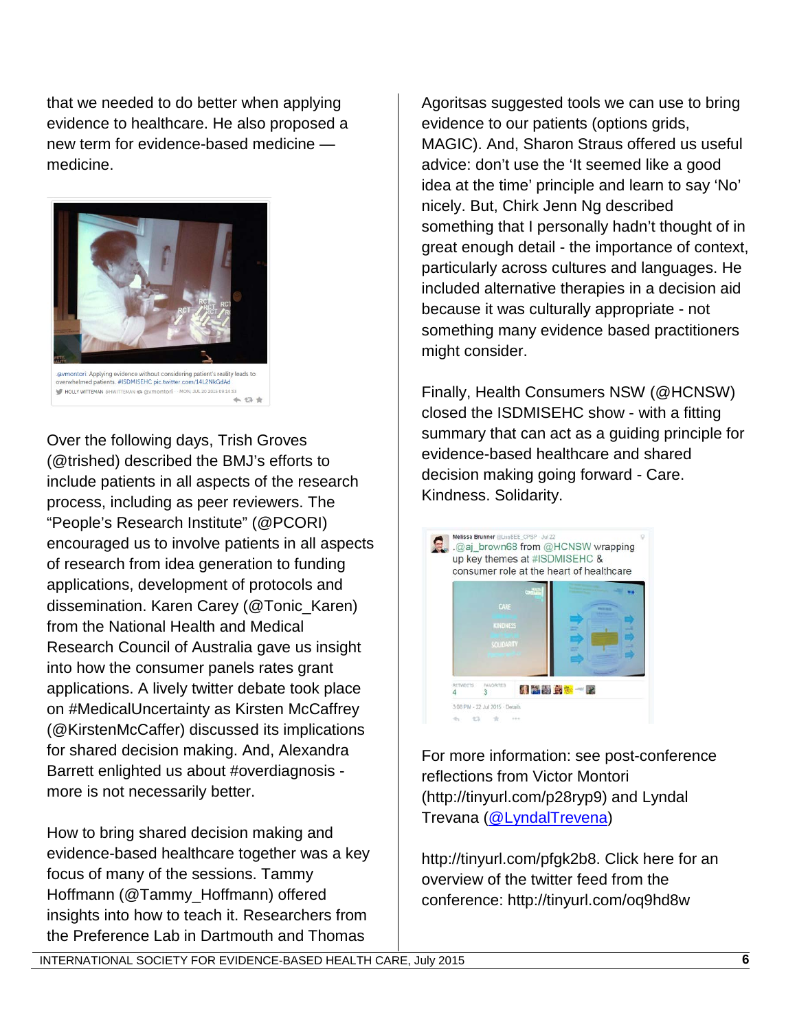that we needed to do better when applying evidence to healthcare. He also proposed a new term for evidence-based medicine — medicine.

@vmontori: Applying evidence without considering patient's reality leads to overwhelmed patients. #ISDMISEHC pic.twitter.com/14L2NkGdAd

HOLLY WITTEMAN @HWITTEMAN @vmontori · MON, JUL 20 2015 09:14:33

Over the following days, Trish Groves (@trished) described the BMJ's efforts to include patients in all aspects of the research process, including as peer reviewers. The "People's Research Institute" (@PCORI) encouraged us to involve patients in all aspects of research from idea generation to funding applications, development of protocols and dissemination. Karen Carey (@Tonic_Karen) from the National Health and Medical Research Council of Australia gave us insight into how the consumer panels rates grant applications. A lively twitter debate took place on #MedicalUncertainty as Kirsten McCaffrey (@KirstenMcCaffer) discussed its implications for shared decision making. And, Alexandra Barrett enlighted us about #overdiagnosis - more is not necessarily better.

How to bring shared decision making and evidence-based healthcare together was a key focus of many of the sessions. Tammy Hoffmann (@Tammy_Hoffmann) offered insights into how to teach it. Researchers from the Preference Lab in Dartmouth and Thomas Agoritsas suggested tools we can use to bring evidence to our patients (options grids, MAGIC). And, Sharon Straus offered us useful advice: don't use the 'It seemed like a good idea at the time' principle and learn to say 'No' nicely. But, Chirk Jenn Ng described something that I personally hadn't thought of in great enough detail - the importance of context, particularly across cultures and languages. He included alternative therapies in a decision aid because it was culturally appropriate - not something many evidence based practitioners might consider.

Finally, Health Consumers NSW (@HCNSW) closed the ISDMISEHC show - with a fitting summary that can act as a guiding principle for evidence-based healthcare and shared decision making going forward - Care. Kindness. Solidarity.

Melissa Brunner @LissBEE_OPSP · Jul 22
.@aj_brown68 from @HCNSW wrapping up key themes at #ISDMISEHC & consumer role at the heart of healthcare

RETWEETS 4 FAVORITES 3

3:08 PM - 22 Jul 2015 · Details

For more information: see post-conference reflections from Victor Montori (http://tinyurl.com/p28ryp9) and Lyndal Trevana ([@LyndalTrevena](@LyndalTrevena))

http://tinyurl.com/pfgk2b8. Click here for an overview of the twitter feed from the conference: http://tinyurl.com/oq9hd8w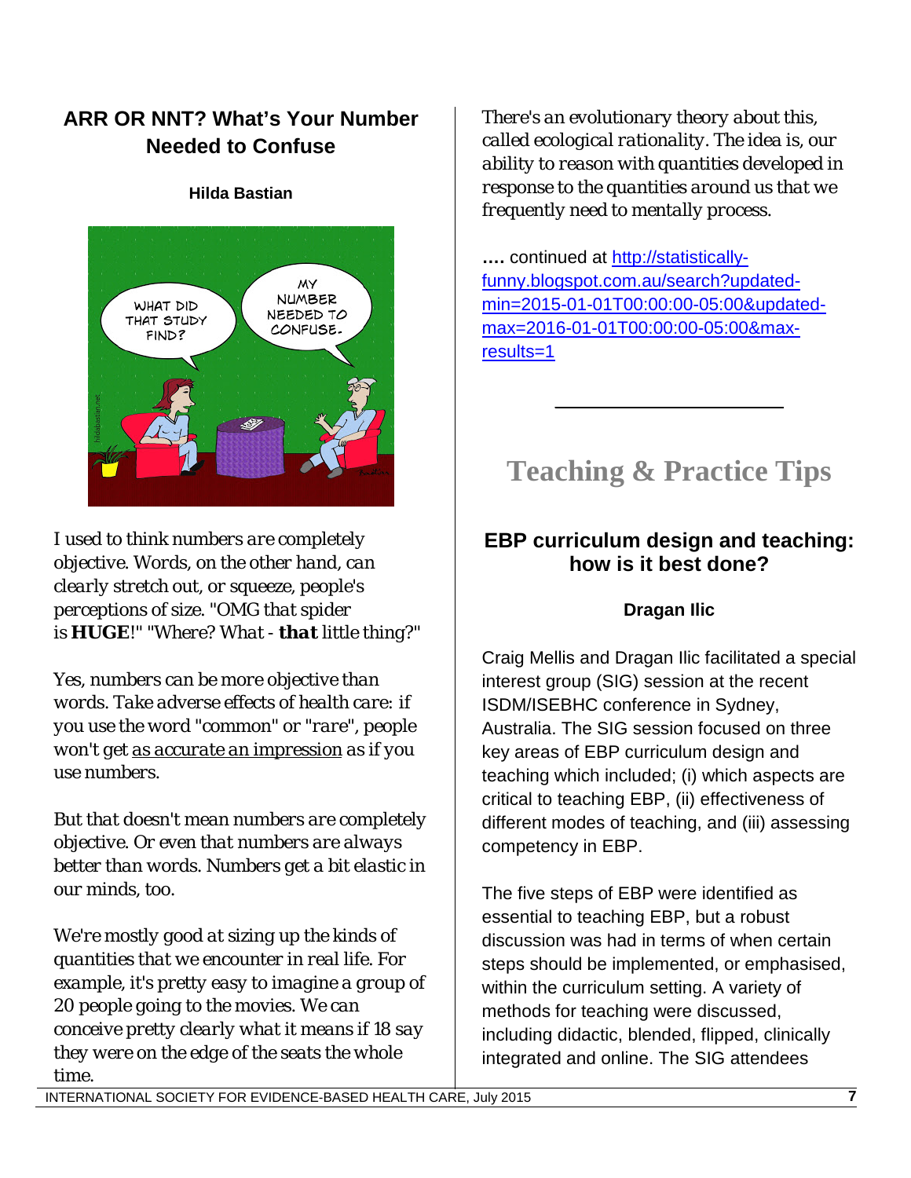## ARR OR NNT? What's Your Number Needed to Confuse

**Hilda Bastian**

*I used to think numbers are completely objective. Words, on the other hand, can clearly stretch out, or squeeze, people's perceptions of size. "OMG that spider is **HUGE**!" "Where? What - **that** little thing?"*

*Yes, numbers can be more objective than words. Take adverse effects of health care: if you use the word "common" or "rare", people won't get as accurate an impression as if you use numbers.*

*But that doesn't mean numbers are completely objective. Or even that numbers are always better than words. Numbers get a bit elastic in our minds, too.*

*We're mostly good at sizing up the kinds of quantities that we encounter in real life. For example, it's pretty easy to imagine a group of 20 people going to the movies. We can conceive pretty clearly what it means if 18 say they were on the edge of the seats the whole time.*

*There's an evolutionary theory about this, called ecological rationality. The idea is, our ability to reason with quantities developed in response to the quantities around us that we frequently need to mentally process.*

**….** continued at http://statistically-funny.blogspot.com.au/search?updated-min=2015-01-01T00:00:00-05:00&updated-max=2016-01-01T00:00:00-05:00&max-results=1

# Teaching & Practice Tips

## EBP curriculum design and teaching: how is it best done?

**Dragan Ilic**

Craig Mellis and Dragan Ilic facilitated a special interest group (SIG) session at the recent ISDM/ISEBHC conference in Sydney, Australia. The SIG session focused on three key areas of EBP curriculum design and teaching which included; (i) which aspects are critical to teaching EBP, (ii) effectiveness of different modes of teaching, and (iii) assessing competency in EBP.

The five steps of EBP were identified as essential to teaching EBP, but a robust discussion was had in terms of when certain steps should be implemented, or emphasised, within the curriculum setting. A variety of methods for teaching were discussed, including didactic, blended, flipped, clinically integrated and online. The SIG attendees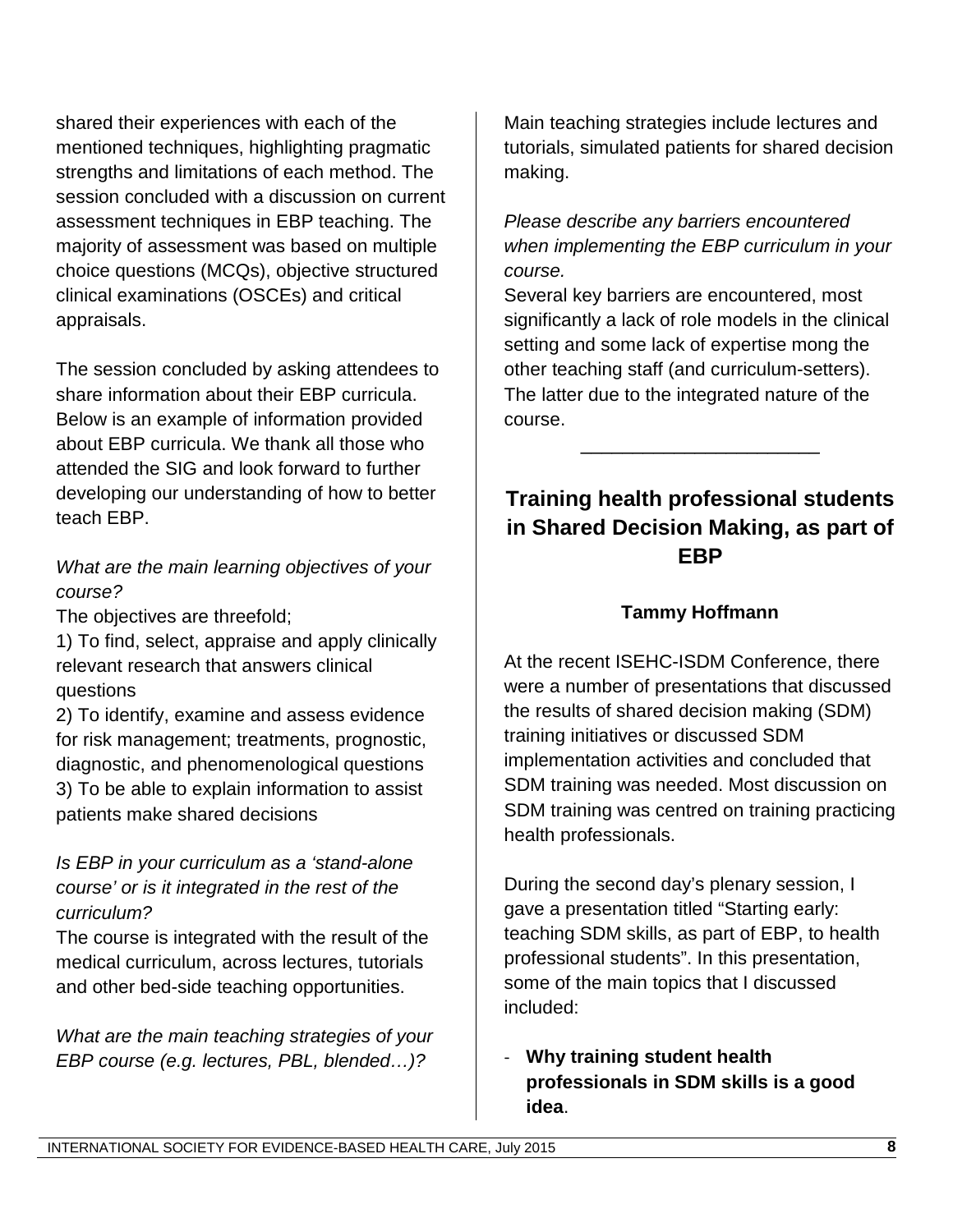shared their experiences with each of the mentioned techniques, highlighting pragmatic strengths and limitations of each method. The session concluded with a discussion on current assessment techniques in EBP teaching. The majority of assessment was based on multiple choice questions (MCQs), objective structured clinical examinations (OSCEs) and critical appraisals.

The session concluded by asking attendees to share information about their EBP curricula. Below is an example of information provided about EBP curricula. We thank all those who attended the SIG and look forward to further developing our understanding of how to better teach EBP.

*What are the main learning objectives of your course?*

The objectives are threefold;

1) To find, select, appraise and apply clinically relevant research that answers clinical questions
2) To identify, examine and assess evidence for risk management; treatments, prognostic, diagnostic, and phenomenological questions
3) To be able to explain information to assist patients make shared decisions

*Is EBP in your curriculum as a 'stand-alone course' or is it integrated in the rest of the curriculum?*

The course is integrated with the result of the medical curriculum, across lectures, tutorials and other bed-side teaching opportunities.

*What are the main teaching strategies of your EBP course (e.g. lectures, PBL, blended…)?*

Main teaching strategies include lectures and tutorials, simulated patients for shared decision making.

*Please describe any barriers encountered when implementing the EBP curriculum in your course.*

Several key barriers are encountered, most significantly a lack of role models in the clinical setting and some lack of expertise mong the other teaching staff (and curriculum-setters). The latter due to the integrated nature of the course.

---

## Training health professional students in Shared Decision Making, as part of EBP

**Tammy Hoffmann**

At the recent ISEHC-ISDM Conference, there were a number of presentations that discussed the results of shared decision making (SDM) training initiatives or discussed SDM implementation activities and concluded that SDM training was needed. Most discussion on SDM training was centred on training practicing health professionals.

During the second day's plenary session, I gave a presentation titled "Starting early: teaching SDM skills, as part of EBP, to health professional students". In this presentation, some of the main topics that I discussed included:

- **Why training student health professionals in SDM skills is a good idea**.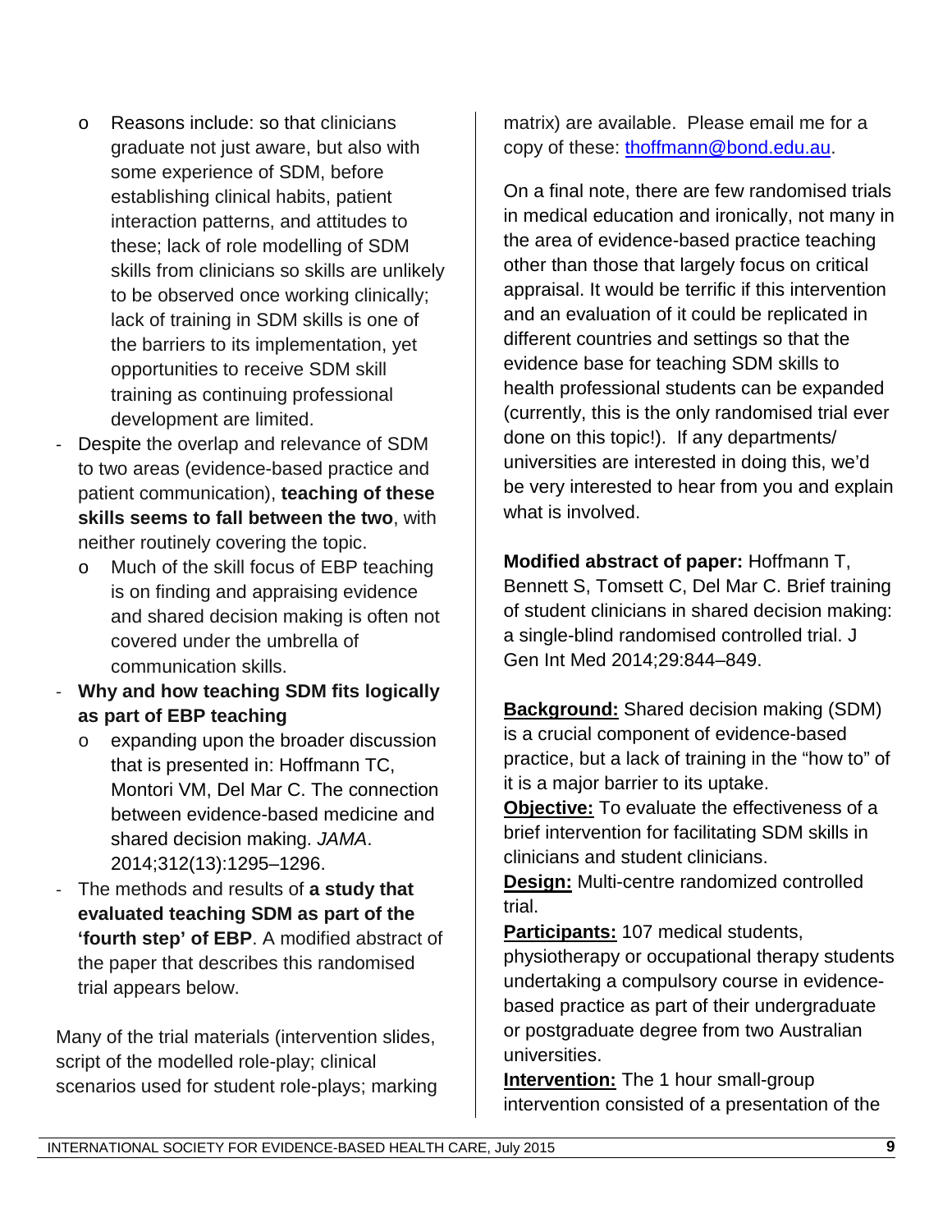- Reasons include: so that clinicians graduate not just aware, but also with some experience of SDM, before establishing clinical habits, patient interaction patterns, and attitudes to these; lack of role modelling of SDM skills from clinicians so skills are unlikely to be observed once working clinically; lack of training in SDM skills is one of the barriers to its implementation, yet opportunities to receive SDM skill training as continuing professional development are limited.
- Despite the overlap and relevance of SDM to two areas (evidence-based practice and patient communication), **teaching of these skills seems to fall between the two**, with neither routinely covering the topic.
    - Much of the skill focus of EBP teaching is on finding and appraising evidence and shared decision making is often not covered under the umbrella of communication skills.
- **Why and how teaching SDM fits logically as part of EBP teaching**
    - expanding upon the broader discussion that is presented in: Hoffmann TC, Montori VM, Del Mar C. The connection between evidence-based medicine and shared decision making. *JAMA*. 2014;312(13):1295–1296.
- The methods and results of **a study that evaluated teaching SDM as part of the 'fourth step' of EBP**. A modified abstract of the paper that describes this randomised trial appears below.

Many of the trial materials (intervention slides, script of the modelled role-play; clinical scenarios used for student role-plays; marking matrix) are available. Please email me for a copy of these: thoffmann@bond.edu.au.

On a final note, there are few randomised trials in medical education and ironically, not many in the area of evidence-based practice teaching other than those that largely focus on critical appraisal. It would be terrific if this intervention and an evaluation of it could be replicated in different countries and settings so that the evidence base for teaching SDM skills to health professional students can be expanded (currently, this is the only randomised trial ever done on this topic!). If any departments/ universities are interested in doing this, we'd be very interested to hear from you and explain what is involved.

**Modified abstract of paper:** Hoffmann T, Bennett S, Tomsett C, Del Mar C. Brief training of student clinicians in shared decision making: a single-blind randomised controlled trial. J Gen Int Med 2014;29:844–849.

**Background:** Shared decision making (SDM) is a crucial component of evidence-based practice, but a lack of training in the "how to" of it is a major barrier to its uptake.
**Objective:** To evaluate the effectiveness of a brief intervention for facilitating SDM skills in clinicians and student clinicians.
**Design:** Multi-centre randomized controlled trial.
**Participants:** 107 medical students, physiotherapy or occupational therapy students undertaking a compulsory course in evidence-based practice as part of their undergraduate or postgraduate degree from two Australian universities.
**Intervention:** The 1 hour small-group intervention consisted of a presentation of the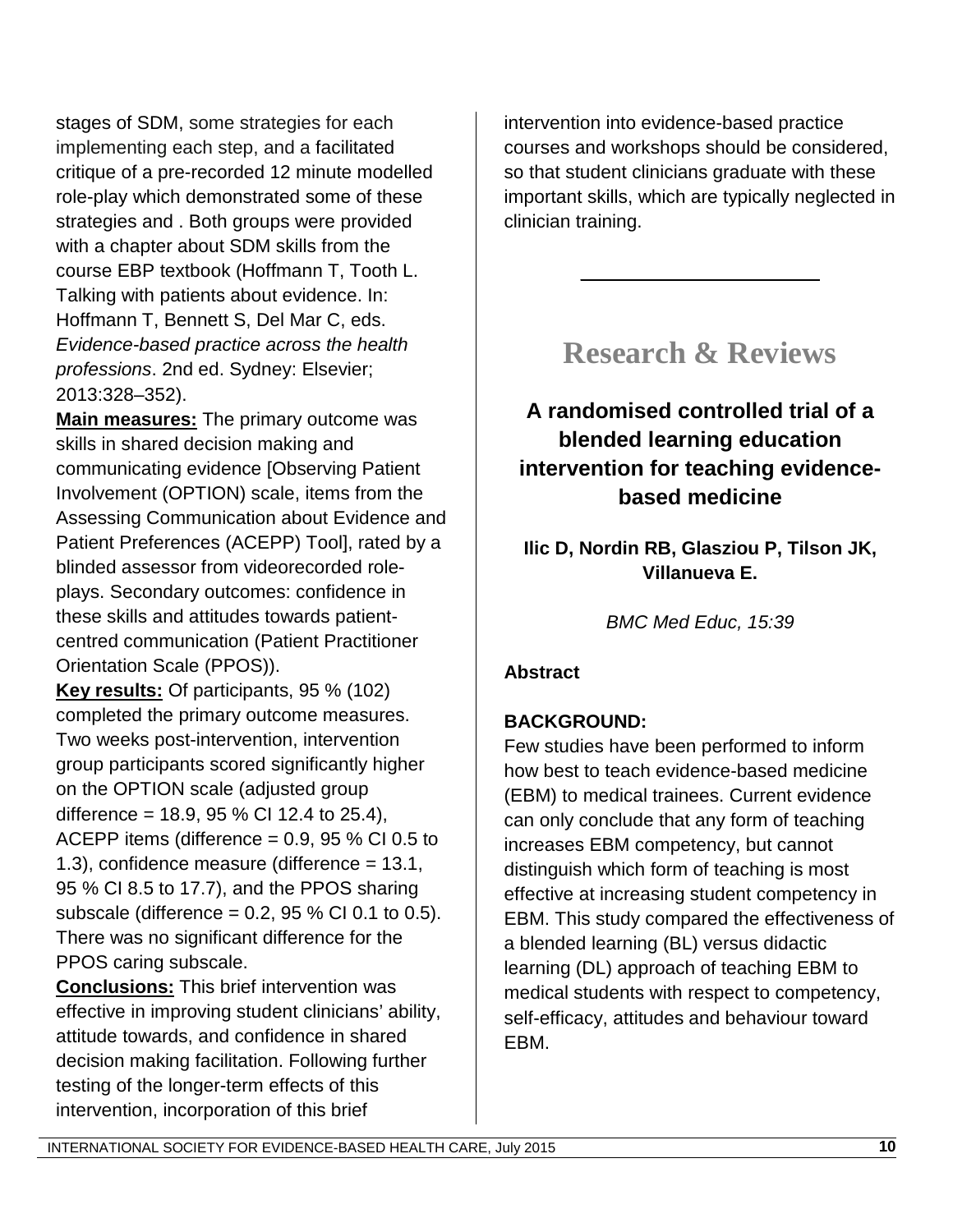stages of SDM, some strategies for each implementing each step, and a facilitated critique of a pre-recorded 12 minute modelled role-play which demonstrated some of these strategies and . Both groups were provided with a chapter about SDM skills from the course EBP textbook (Hoffmann T, Tooth L. Talking with patients about evidence. In: Hoffmann T, Bennett S, Del Mar C, eds. *Evidence-based practice across the health professions*. 2nd ed. Sydney: Elsevier; 2013:328–352).

**Main measures:** The primary outcome was skills in shared decision making and communicating evidence [Observing Patient Involvement (OPTION) scale, items from the Assessing Communication about Evidence and Patient Preferences (ACEPP) Tool], rated by a blinded assessor from videorecorded role-plays. Secondary outcomes: confidence in these skills and attitudes towards patient-centred communication (Patient Practitioner Orientation Scale (PPOS)).

**Key results:** Of participants, 95 % (102) completed the primary outcome measures. Two weeks post-intervention, intervention group participants scored significantly higher on the OPTION scale (adjusted group difference = 18.9, 95 % CI 12.4 to 25.4), ACEPP items (difference = 0.9, 95 % CI 0.5 to 1.3), confidence measure (difference = 13.1, 95 % CI 8.5 to 17.7), and the PPOS sharing subscale (difference = 0.2, 95 % CI 0.1 to 0.5). There was no significant difference for the PPOS caring subscale.

**Conclusions:** This brief intervention was effective in improving student clinicians' ability, attitude towards, and confidence in shared decision making facilitation. Following further testing of the longer-term effects of this intervention, incorporation of this brief intervention into evidence-based practice courses and workshops should be considered, so that student clinicians graduate with these important skills, which are typically neglected in clinician training.

---

# Research & Reviews

## A randomised controlled trial of a blended learning education intervention for teaching evidence-based medicine

**Ilic D, Nordin RB, Glasziou P, Tilson JK, Villanueva E.**

*BMC Med Educ, 15:39*

### Abstract

**BACKGROUND:**
Few studies have been performed to inform how best to teach evidence-based medicine (EBM) to medical trainees. Current evidence can only conclude that any form of teaching increases EBM competency, but cannot distinguish which form of teaching is most effective at increasing student competency in EBM. This study compared the effectiveness of a blended learning (BL) versus didactic learning (DL) approach of teaching EBM to medical students with respect to competency, self-efficacy, attitudes and behaviour toward EBM.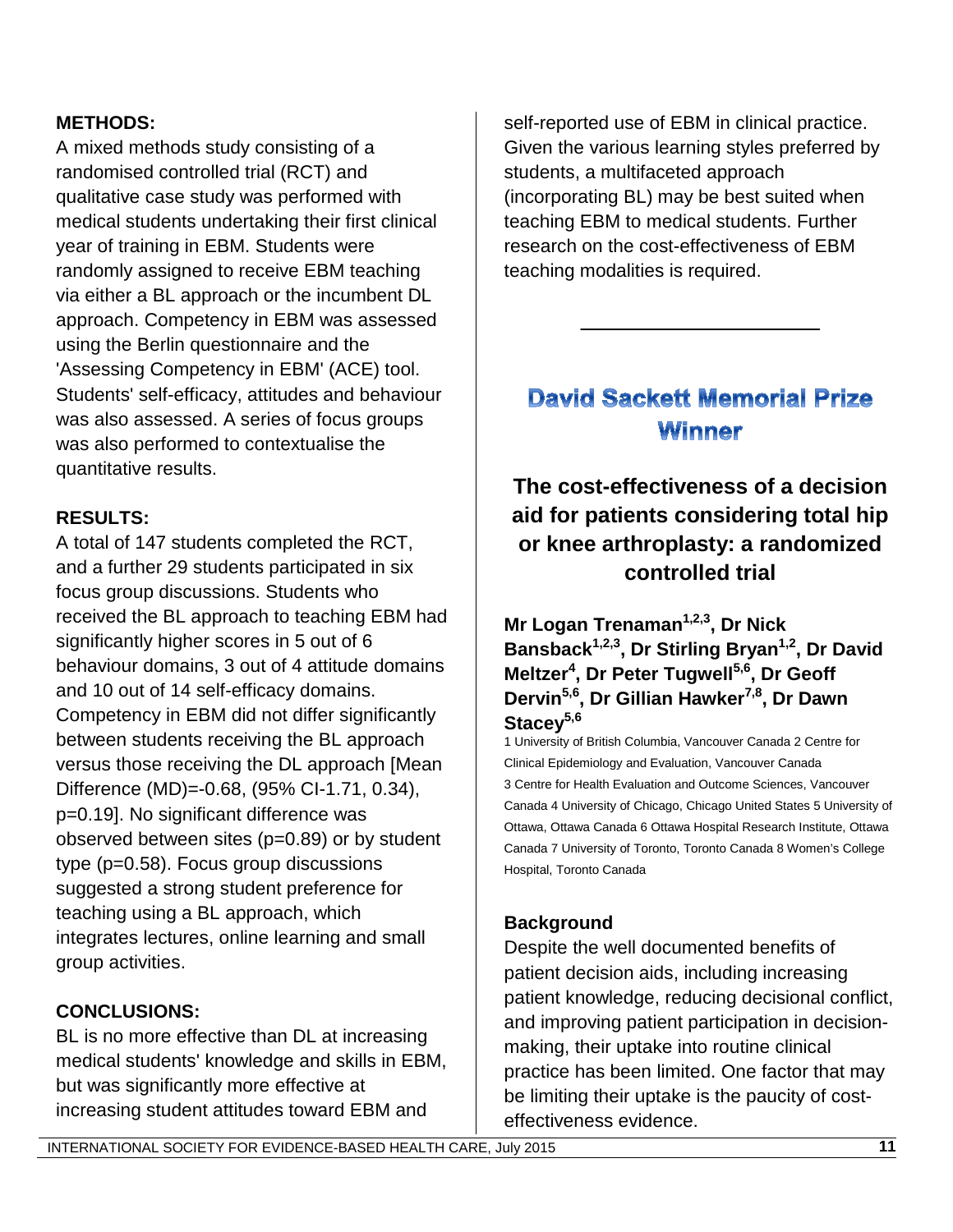**METHODS:**

A mixed methods study consisting of a randomised controlled trial (RCT) and qualitative case study was performed with medical students undertaking their first clinical year of training in EBM. Students were randomly assigned to receive EBM teaching via either a BL approach or the incumbent DL approach. Competency in EBM was assessed using the Berlin questionnaire and the 'Assessing Competency in EBM' (ACE) tool. Students' self-efficacy, attitudes and behaviour was also assessed. A series of focus groups was also performed to contextualise the quantitative results.

**RESULTS:**

A total of 147 students completed the RCT, and a further 29 students participated in six focus group discussions. Students who received the BL approach to teaching EBM had significantly higher scores in 5 out of 6 behaviour domains, 3 out of 4 attitude domains and 10 out of 14 self-efficacy domains. Competency in EBM did not differ significantly between students receiving the BL approach versus those receiving the DL approach [Mean Difference (MD)=-0.68, (95% CI-1.71, 0.34), p=0.19]. No significant difference was observed between sites (p=0.89) or by student type (p=0.58). Focus group discussions suggested a strong student preference for teaching using a BL approach, which integrates lectures, online learning and small group activities.

**CONCLUSIONS:**

BL is no more effective than DL at increasing medical students' knowledge and skills in EBM, but was significantly more effective at increasing student attitudes toward EBM and self-reported use of EBM in clinical practice. Given the various learning styles preferred by students, a multifaceted approach (incorporating BL) may be best suited when teaching EBM to medical students. Further research on the cost-effectiveness of EBM teaching modalities is required.

---

## David Sackett Memorial Prize Winner

### The cost-effectiveness of a decision aid for patients considering total hip or knee arthroplasty: a randomized controlled trial

**Mr Logan Trenaman[1,2,3], Dr Nick Bansback[1,2,3], Dr Stirling Bryan[1,2], Dr David Meltzer[4], Dr Peter Tugwell[5,6], Dr Geoff Dervin[5,6], Dr Gillian Hawker[7,8], Dr Dawn Stacey[5,6]**

1 University of British Columbia, Vancouver Canada 2 Centre for Clinical Epidemiology and Evaluation, Vancouver Canada 3 Centre for Health Evaluation and Outcome Sciences, Vancouver Canada 4 University of Chicago, Chicago United States 5 University of Ottawa, Ottawa Canada 6 Ottawa Hospital Research Institute, Ottawa Canada 7 University of Toronto, Toronto Canada 8 Women's College Hospital, Toronto Canada

**Background**

Despite the well documented benefits of patient decision aids, including increasing patient knowledge, reducing decisional conflict, and improving patient participation in decision-making, their uptake into routine clinical practice has been limited. One factor that may be limiting their uptake is the paucity of cost-effectiveness evidence.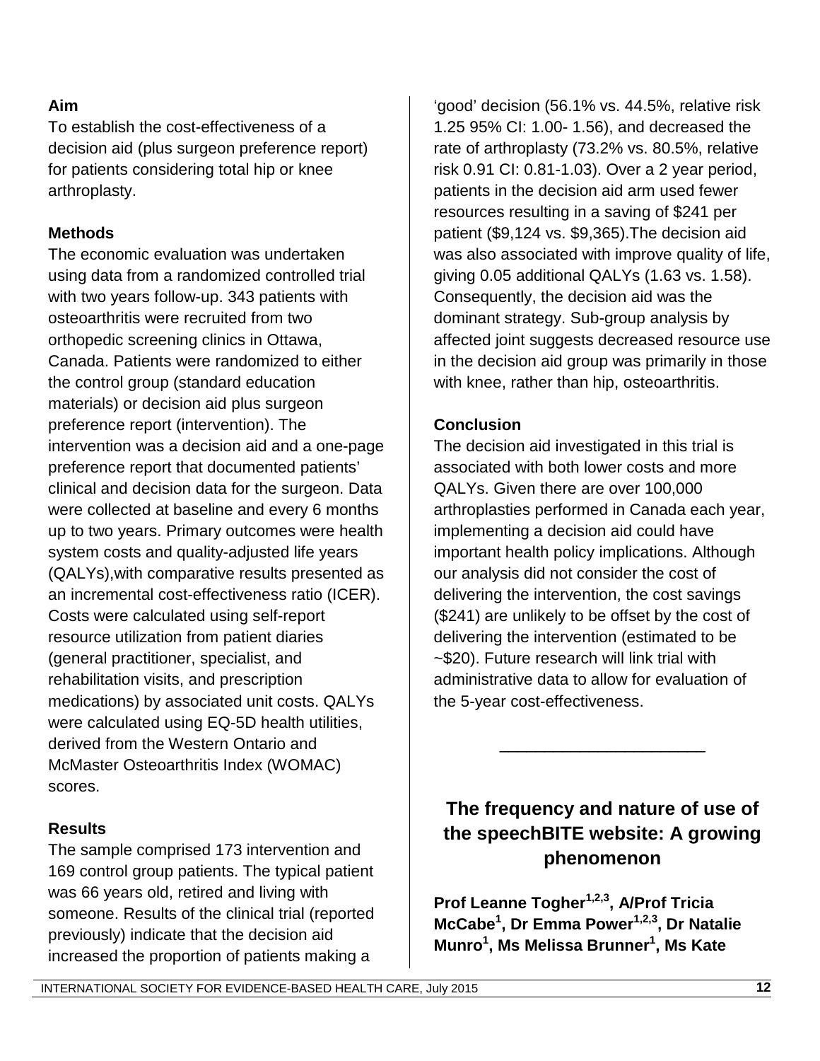**Aim**

To establish the cost-effectiveness of a decision aid (plus surgeon preference report) for patients considering total hip or knee arthroplasty.

**Methods**

The economic evaluation was undertaken using data from a randomized controlled trial with two years follow-up. 343 patients with osteoarthritis were recruited from two orthopedic screening clinics in Ottawa, Canada. Patients were randomized to either the control group (standard education materials) or decision aid plus surgeon preference report (intervention). The intervention was a decision aid and a one-page preference report that documented patients' clinical and decision data for the surgeon. Data were collected at baseline and every 6 months up to two years. Primary outcomes were health system costs and quality-adjusted life years (QALYs),with comparative results presented as an incremental cost-effectiveness ratio (ICER). Costs were calculated using self-report resource utilization from patient diaries (general practitioner, specialist, and rehabilitation visits, and prescription medications) by associated unit costs. QALYs were calculated using EQ-5D health utilities, derived from the Western Ontario and McMaster Osteoarthritis Index (WOMAC) scores.

**Results**

The sample comprised 173 intervention and 169 control group patients. The typical patient was 66 years old, retired and living with someone. Results of the clinical trial (reported previously) indicate that the decision aid increased the proportion of patients making a 'good' decision (56.1% vs. 44.5%, relative risk 1.25 95% CI: 1.00- 1.56), and decreased the rate of arthroplasty (73.2% vs. 80.5%, relative risk 0.91 CI: 0.81-1.03). Over a 2 year period, patients in the decision aid arm used fewer resources resulting in a saving of $241 per patient ($9,124 vs. $9,365).The decision aid was also associated with improve quality of life, giving 0.05 additional QALYs (1.63 vs. 1.58). Consequently, the decision aid was the dominant strategy. Sub-group analysis by affected joint suggests decreased resource use in the decision aid group was primarily in those with knee, rather than hip, osteoarthritis.

**Conclusion**

The decision aid investigated in this trial is associated with both lower costs and more QALYs. Given there are over 100,000 arthroplasties performed in Canada each year, implementing a decision aid could have important health policy implications. Although our analysis did not consider the cost of delivering the intervention, the cost savings ($241) are unlikely to be offset by the cost of delivering the intervention (estimated to be ~$20). Future research will link trial with administrative data to allow for evaluation of the 5-year cost-effectiveness.

---

## The frequency and nature of use of the speechBITE website: A growing phenomenon

**Prof Leanne Togher[1,2,3], A/Prof Tricia McCabe[1], Dr Emma Power[1,2,3], Dr Natalie Munro[1], Ms Melissa Brunner[1], Ms Kate**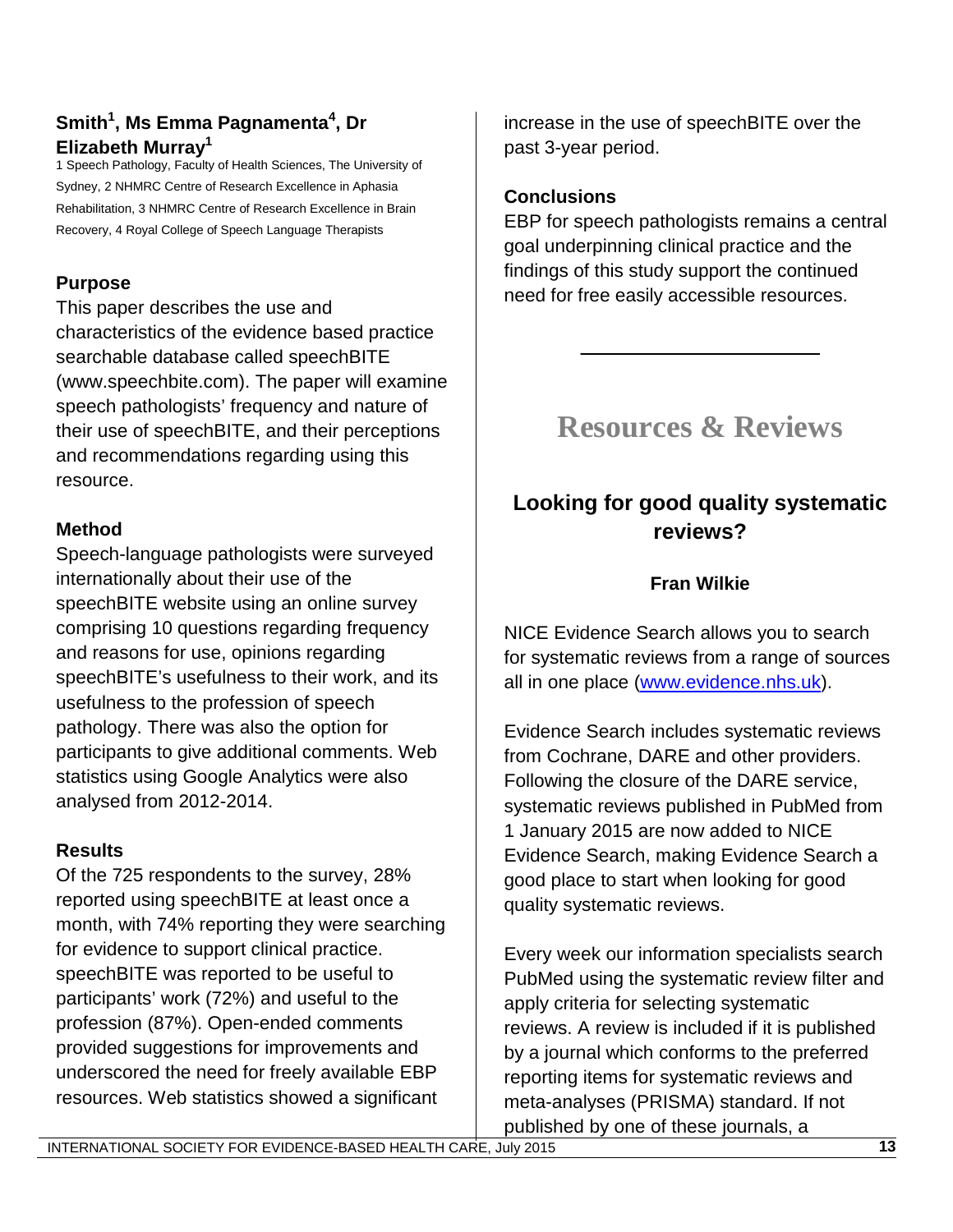**Smith[1], Ms Emma Pagnamenta[4], Dr Elizabeth Murray[1]**

1 Speech Pathology, Faculty of Health Sciences, The University of Sydney, 2 NHMRC Centre of Research Excellence in Aphasia Rehabilitation, 3 NHMRC Centre of Research Excellence in Brain Recovery, 4 Royal College of Speech Language Therapists

**Purpose**

This paper describes the use and characteristics of the evidence based practice searchable database called speechBITE (www.speechbite.com). The paper will examine speech pathologists' frequency and nature of their use of speechBITE, and their perceptions and recommendations regarding using this resource.

**Method**

Speech-language pathologists were surveyed internationally about their use of the speechBITE website using an online survey comprising 10 questions regarding frequency and reasons for use, opinions regarding speechBITE's usefulness to their work, and its usefulness to the profession of speech pathology. There was also the option for participants to give additional comments. Web statistics using Google Analytics were also analysed from 2012-2014.

**Results**

Of the 725 respondents to the survey, 28% reported using speechBITE at least once a month, with 74% reporting they were searching for evidence to support clinical practice. speechBITE was reported to be useful to participants' work (72%) and useful to the profession (87%). Open-ended comments provided suggestions for improvements and underscored the need for freely available EBP resources. Web statistics showed a significant increase in the use of speechBITE over the past 3-year period.

**Conclusions**

EBP for speech pathologists remains a central goal underpinning clinical practice and the findings of this study support the continued need for free easily accessible resources.

---

# Resources & Reviews

## Looking for good quality systematic reviews?

**Fran Wilkie**

NICE Evidence Search allows you to search for systematic reviews from a range of sources all in one place (www.evidence.nhs.uk).

Evidence Search includes systematic reviews from Cochrane, DARE and other providers. Following the closure of the DARE service, systematic reviews published in PubMed from 1 January 2015 are now added to NICE Evidence Search, making Evidence Search a good place to start when looking for good quality systematic reviews.

Every week our information specialists search PubMed using the systematic review filter and apply criteria for selecting systematic reviews. A review is included if it is published by a journal which conforms to the preferred reporting items for systematic reviews and meta-analyses (PRISMA) standard. If not published by one of these journals, a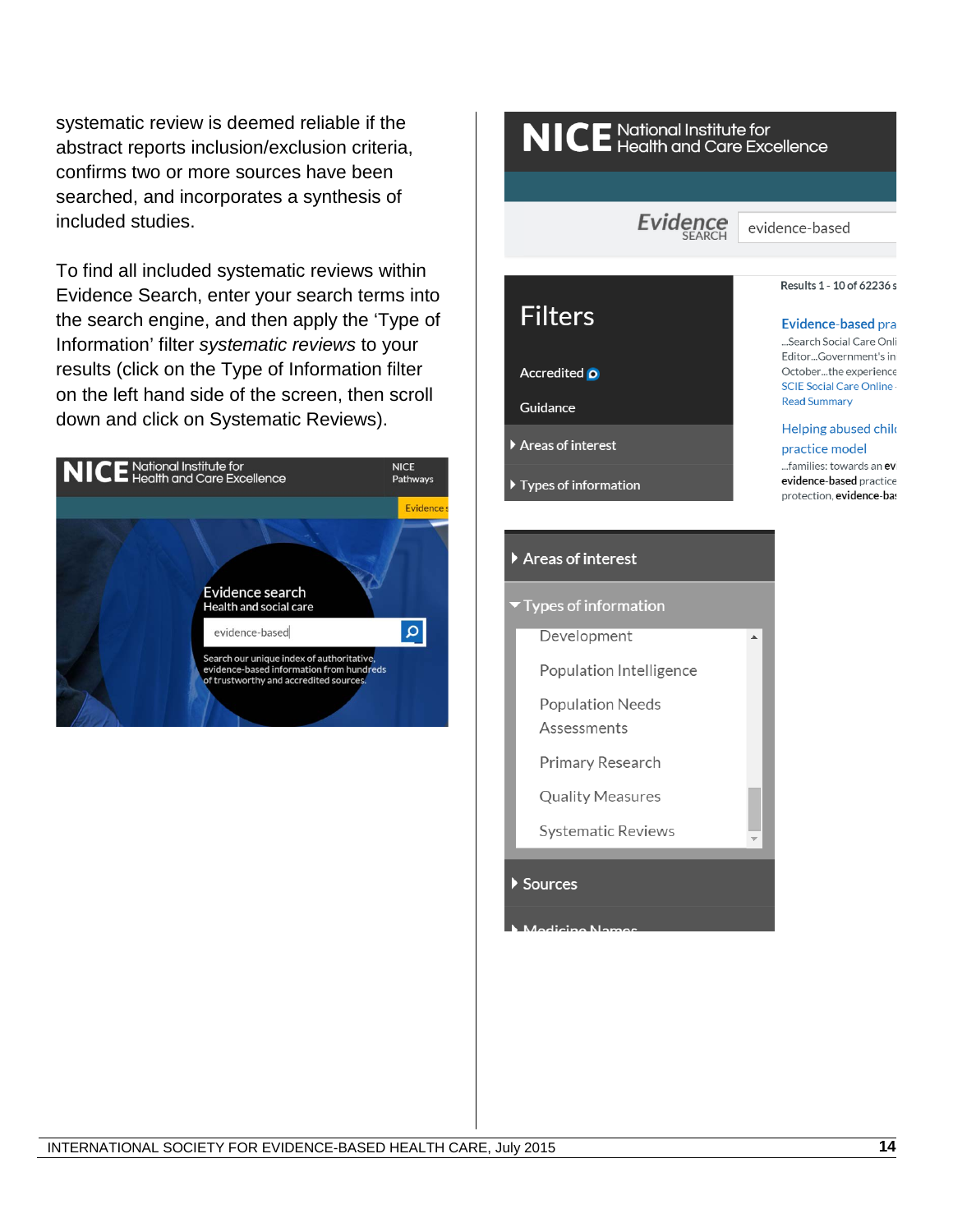systematic review is deemed reliable if the abstract reports inclusion/exclusion criteria, confirms two or more sources have been searched, and incorporates a synthesis of included studies.

To find all included systematic reviews within Evidence Search, enter your search terms into the search engine, and then apply the 'Type of Information' filter *systematic reviews* to your results (click on the Type of Information filter on the left hand side of the screen, then scroll down and click on Systematic Reviews).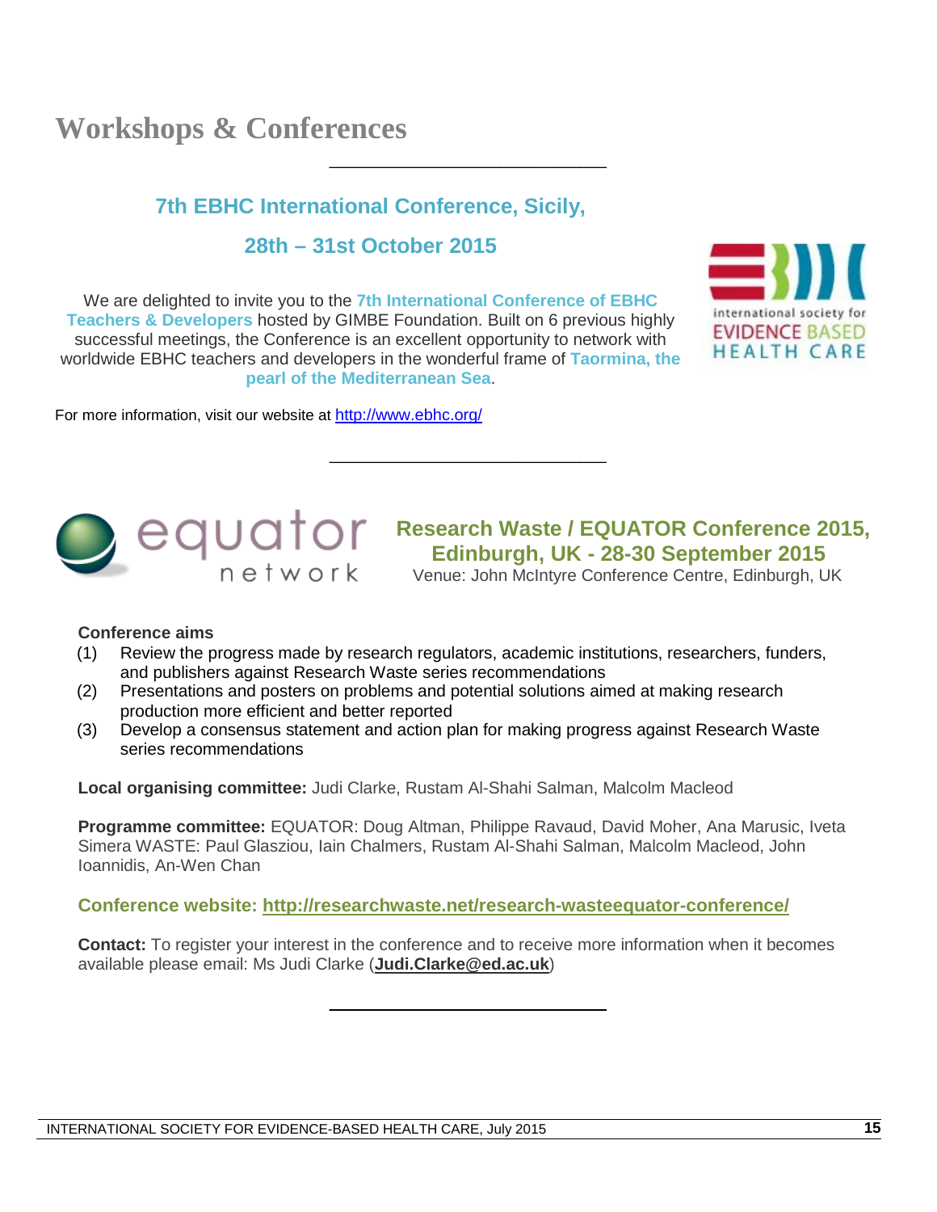# Workshops & Conferences

---

## 7th EBHC International Conference, Sicily,

## 28th – 31st October 2015

We are delighted to invite you to the **7th International Conference of EBHC Teachers & Developers** hosted by GIMBE Foundation. Built on 6 previous highly successful meetings, the Conference is an excellent opportunity to network with worldwide EBHC teachers and developers in the wonderful frame of **Taormina, the pearl of the Mediterranean Sea**.

For more information, visit our website at http://www.ebhc.org/

---

## Research Waste / EQUATOR Conference 2015, Edinburgh, UK - 28-30 September 2015

Venue: John McIntyre Conference Centre, Edinburgh, UK

**Conference aims**

(1) Review the progress made by research regulators, academic institutions, researchers, funders, and publishers against Research Waste series recommendations
(2) Presentations and posters on problems and potential solutions aimed at making research production more efficient and better reported
(3) Develop a consensus statement and action plan for making progress against Research Waste series recommendations

**Local organising committee:** Judi Clarke, Rustam Al-Shahi Salman, Malcolm Macleod

**Programme committee:** EQUATOR: Doug Altman, Philippe Ravaud, David Moher, Ana Marusic, Iveta Simera WASTE: Paul Glasziou, Iain Chalmers, Rustam Al-Shahi Salman, Malcolm Macleod, John Ioannidis, An-Wen Chan

**Conference website: http://researchwaste.net/research-wasteequator-conference/**

**Contact:** To register your interest in the conference and to receive more information when it becomes available please email: Ms Judi Clarke (**Judi.Clarke@ed.ac.uk**)

---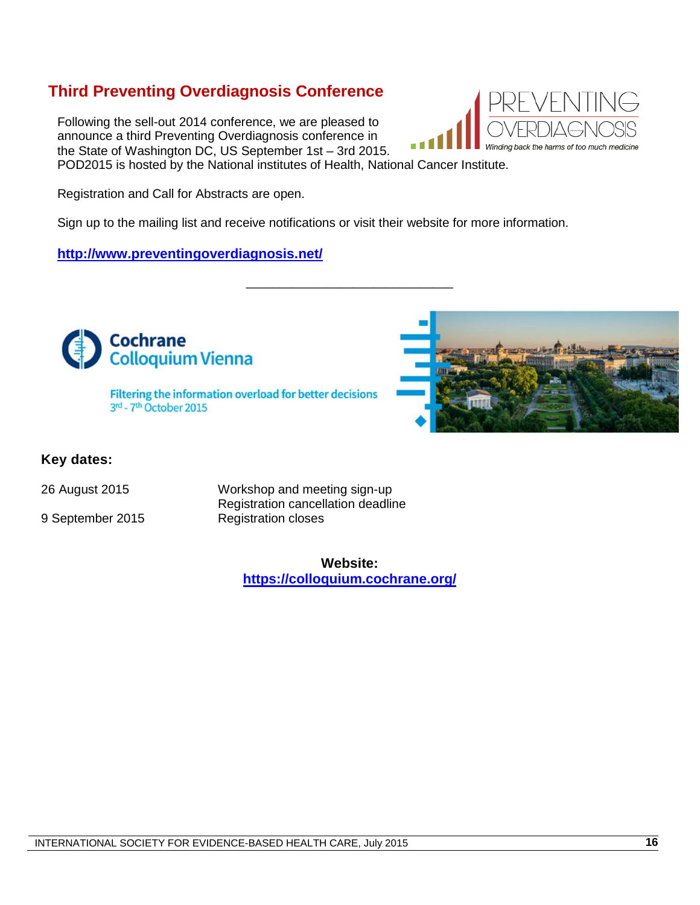## Third Preventing Overdiagnosis Conference

Following the sell-out 2014 conference, we are pleased to announce a third Preventing Overdiagnosis conference in the State of Washington DC, US September 1st – 3rd 2015. POD2015 is hosted by the National institutes of Health, National Cancer Institute.

Registration and Call for Abstracts are open.

Sign up to the mailing list and receive notifications or visit their website for more information.

**http://www.preventingoverdiagnosis.net/**

---

**Cochrane Colloquium Vienna**

Filtering the information overload for better decisions
3rd - 7th October 2015

**Key dates:**

| | |
|---|---|
| 26 August 2015 | Workshop and meeting sign-up<br>Registration cancellation deadline |
| 9 September 2015 | Registration closes |

**Website:**
**https://colloquium.cochrane.org/**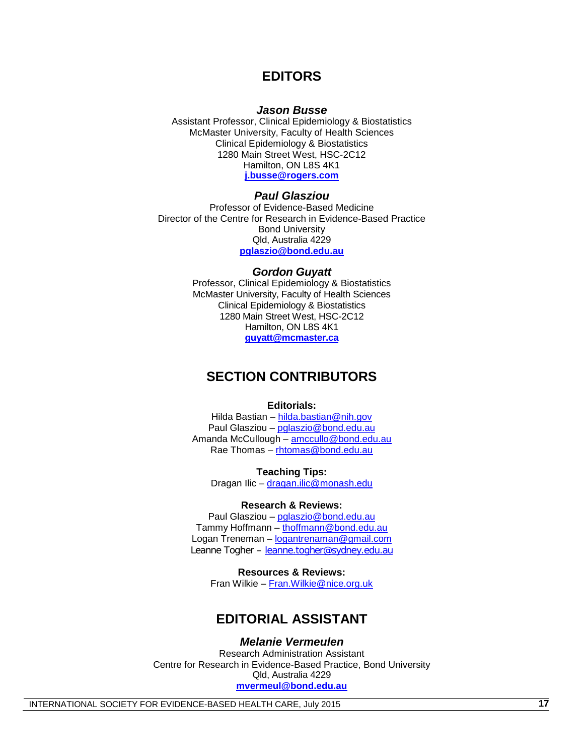## EDITORS

***Jason Busse***

Assistant Professor, Clinical Epidemiology & Biostatistics
McMaster University, Faculty of Health Sciences
Clinical Epidemiology & Biostatistics
1280 Main Street West, HSC-2C12
Hamilton, ON L8S 4K1
**j.busse@rogers.com**

***Paul Glasziou***

Professor of Evidence-Based Medicine
Director of the Centre for Research in Evidence-Based Practice
Bond University
Qld, Australia 4229
**pglaszio@bond.edu.au**

***Gordon Guyatt***

Professor, Clinical Epidemiology & Biostatistics
McMaster University, Faculty of Health Sciences
Clinical Epidemiology & Biostatistics
1280 Main Street West, HSC-2C12
Hamilton, ON L8S 4K1
**guyatt@mcmaster.ca**

## SECTION CONTRIBUTORS

**Editorials:**

Hilda Bastian – hilda.bastian@nih.gov
Paul Glasziou – pglaszio@bond.edu.au
Amanda McCullough – amccullo@bond.edu.au
Rae Thomas – rhtomas@bond.edu.au

**Teaching Tips:**

Dragan Ilic – dragan.ilic@monash.edu

**Research & Reviews:**

Paul Glasziou – pglaszio@bond.edu.au
Tammy Hoffmann – thoffmann@bond.edu.au
Logan Treneman – logantrenaman@gmail.com
Leanne Togher – leanne.togher@sydney.edu.au

**Resources & Reviews:**

Fran Wilkie – Fran.Wilkie@nice.org.uk

## EDITORIAL ASSISTANT

***Melanie Vermeulen***

Research Administration Assistant
Centre for Research in Evidence-Based Practice, Bond University
Qld, Australia 4229
**mvermeul@bond.edu.au**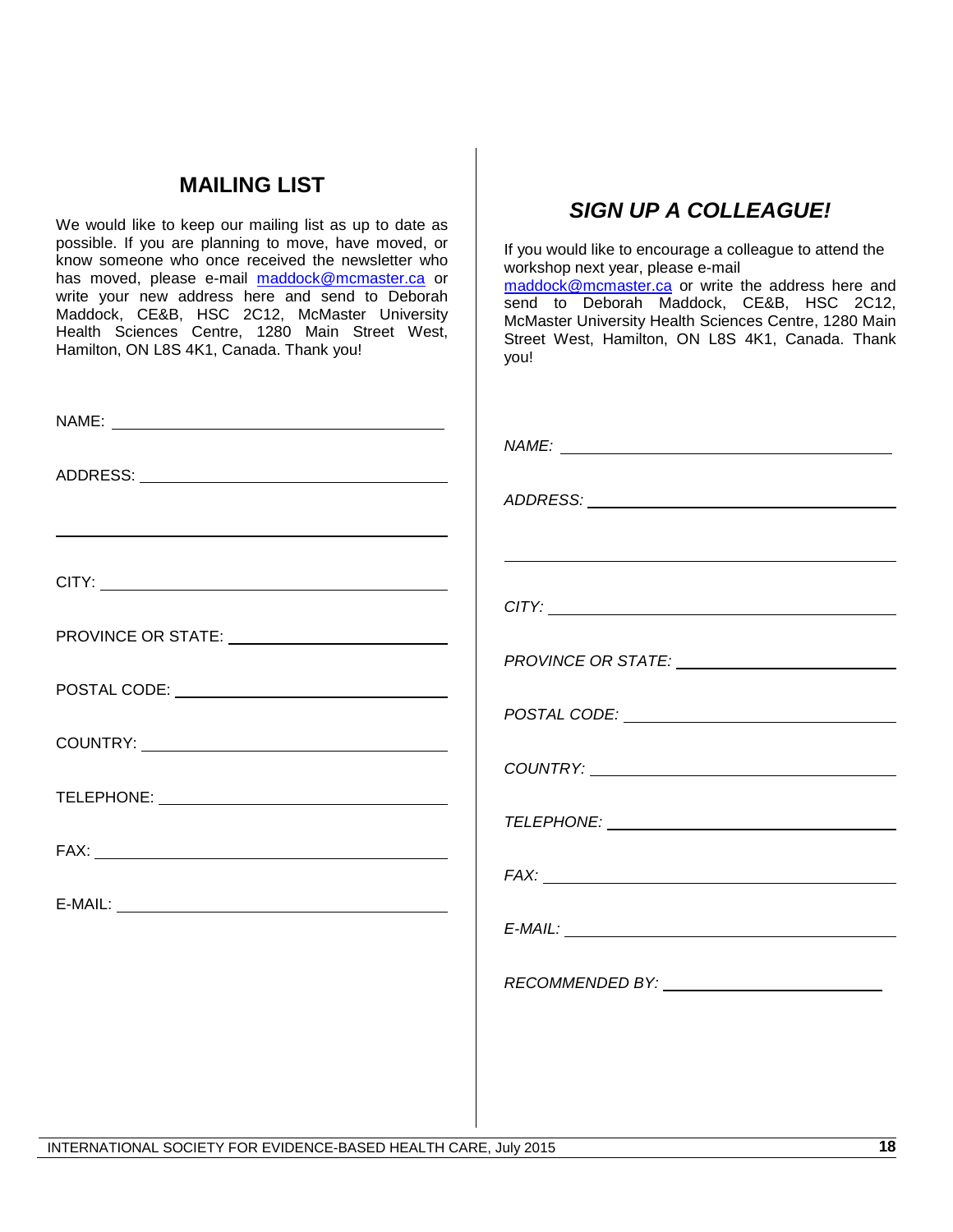## MAILING LIST

We would like to keep our mailing list as up to date as possible. If you are planning to move, have moved, or know someone who once received the newsletter who has moved, please e-mail maddock@mcmaster.ca or write your new address here and send to Deborah Maddock, CE&B, HSC 2C12, McMaster University Health Sciences Centre, 1280 Main Street West, Hamilton, ON L8S 4K1, Canada. Thank you!

NAME: ________________________________

ADDRESS: ________________________________

________________________________

CITY: ________________________________

PROVINCE OR STATE: ________________________________

POSTAL CODE: ________________________________

COUNTRY: ________________________________

TELEPHONE: ________________________________

FAX: ________________________________

E-MAIL: ________________________________

## *SIGN UP A COLLEAGUE!*

If you would like to encourage a colleague to attend the workshop next year, please e-mail maddock@mcmaster.ca or write the address here and send to Deborah Maddock, CE&B, HSC 2C12, McMaster University Health Sciences Centre, 1280 Main Street West, Hamilton, ON L8S 4K1, Canada. Thank you!

*NAME:* ________________________________

*ADDRESS:* ________________________________

________________________________

*CITY:* ________________________________

*PROVINCE OR STATE:* ________________________________

*POSTAL CODE:* ________________________________

*COUNTRY:* ________________________________

*TELEPHONE:* ________________________________

*FAX:* ________________________________

*E-MAIL:* ________________________________

*RECOMMENDED BY:* ________________________________